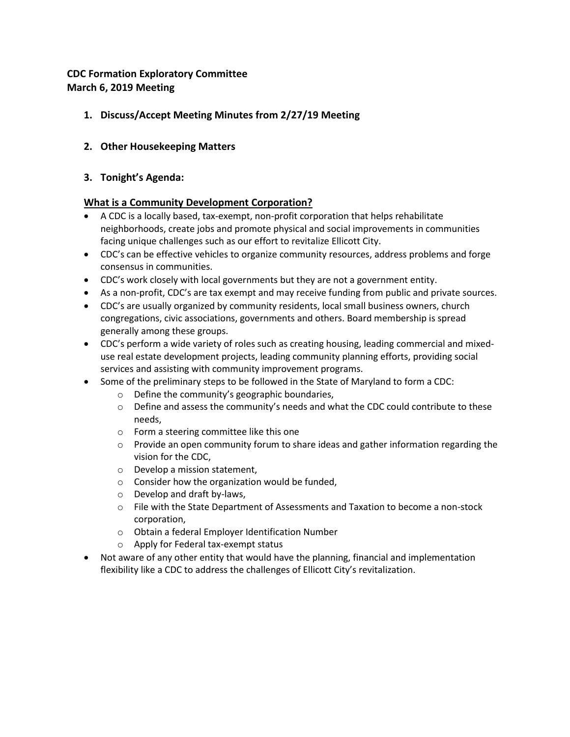**CDC Formation Exploratory Committee**
**March 6, 2019 Meeting**

1. **Discuss/Accept Meeting Minutes from 2/27/19 Meeting**

2. **Other Housekeeping Matters**

3. **Tonight's Agenda:**

**<u>What is a Community Development Corporation?</u>**

- A CDC is a locally based, tax-exempt, non-profit corporation that helps rehabilitate neighborhoods, create jobs and promote physical and social improvements in communities facing unique challenges such as our effort to revitalize Ellicott City.
- CDC's can be effective vehicles to organize community resources, address problems and forge consensus in communities.
- CDC's work closely with local governments but they are not a government entity.
- As a non-profit, CDC's are tax exempt and may receive funding from public and private sources.
- CDC's are usually organized by community residents, local small business owners, church congregations, civic associations, governments and others. Board membership is spread generally among these groups.
- CDC's perform a wide variety of roles such as creating housing, leading commercial and mixed-use real estate development projects, leading community planning efforts, providing social services and assisting with community improvement programs.
- Some of the preliminary steps to be followed in the State of Maryland to form a CDC:
  - Define the community's geographic boundaries,
  - Define and assess the community's needs and what the CDC could contribute to these needs,
  - Form a steering committee like this one
  - Provide an open community forum to share ideas and gather information regarding the vision for the CDC,
  - Develop a mission statement,
  - Consider how the organization would be funded,
  - Develop and draft by-laws,
  - File with the State Department of Assessments and Taxation to become a non-stock corporation,
  - Obtain a federal Employer Identification Number
  - Apply for Federal tax-exempt status
- Not aware of any other entity that would have the planning, financial and implementation flexibility like a CDC to address the challenges of Ellicott City's revitalization.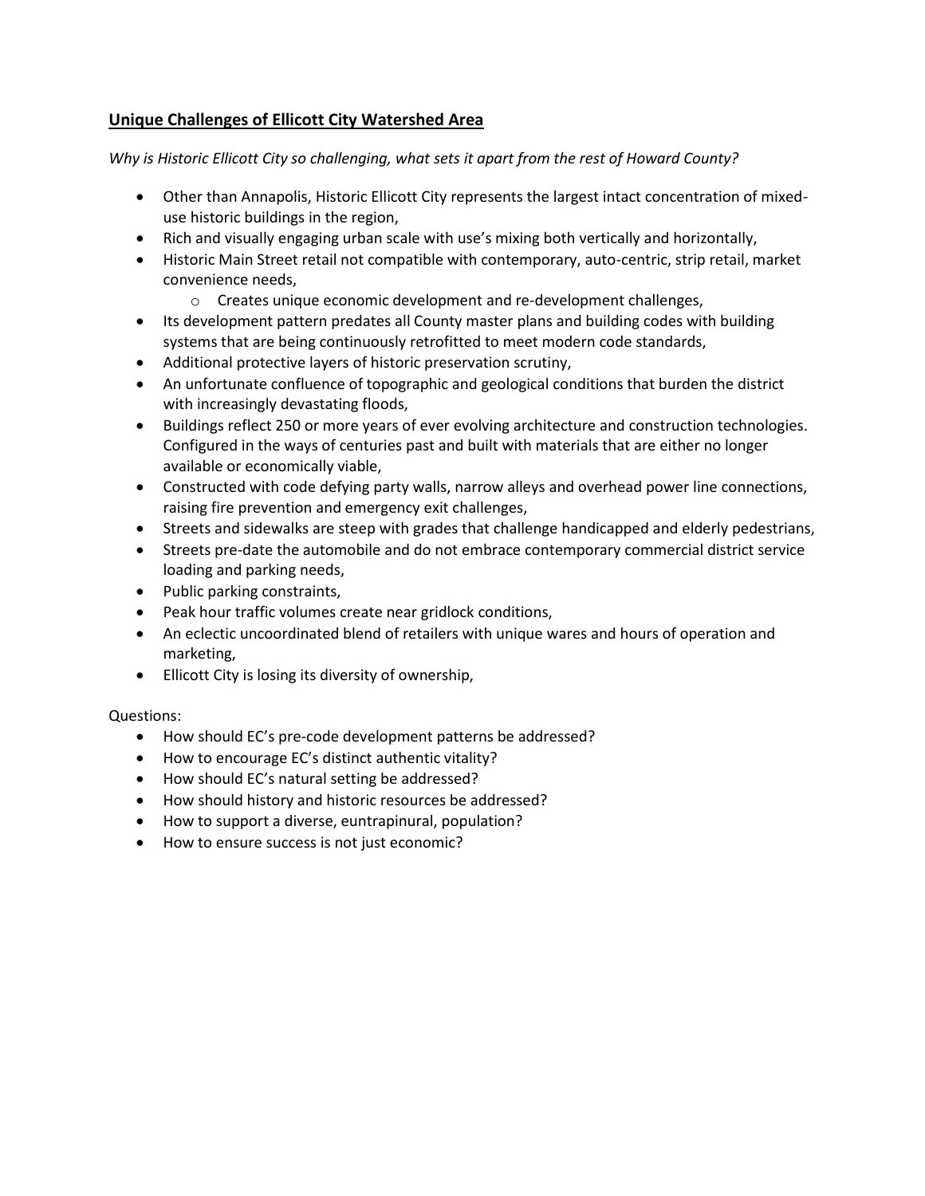**<u>Unique Challenges of Ellicott City Watershed Area</u>**

*Why is Historic Ellicott City so challenging, what sets it apart from the rest of Howard County?*

- Other than Annapolis, Historic Ellicott City represents the largest intact concentration of mixed-use historic buildings in the region,
- Rich and visually engaging urban scale with use's mixing both vertically and horizontally,
- Historic Main Street retail not compatible with contemporary, auto-centric, strip retail, market convenience needs,
  - Creates unique economic development and re-development challenges,
- Its development pattern predates all County master plans and building codes with building systems that are being continuously retrofitted to meet modern code standards,
- Additional protective layers of historic preservation scrutiny,
- An unfortunate confluence of topographic and geological conditions that burden the district with increasingly devastating floods,
- Buildings reflect 250 or more years of ever evolving architecture and construction technologies. Configured in the ways of centuries past and built with materials that are either no longer available or economically viable,
- Constructed with code defying party walls, narrow alleys and overhead power line connections, raising fire prevention and emergency exit challenges,
- Streets and sidewalks are steep with grades that challenge handicapped and elderly pedestrians,
- Streets pre-date the automobile and do not embrace contemporary commercial district service loading and parking needs,
- Public parking constraints,
- Peak hour traffic volumes create near gridlock conditions,
- An eclectic uncoordinated blend of retailers with unique wares and hours of operation and marketing,
- Ellicott City is losing its diversity of ownership,

Questions:

- How should EC's pre-code development patterns be addressed?
- How to encourage EC's distinct authentic vitality?
- How should EC's natural setting be addressed?
- How should history and historic resources be addressed?
- How to support a diverse, euntrapinural, population?
- How to ensure success is not just economic?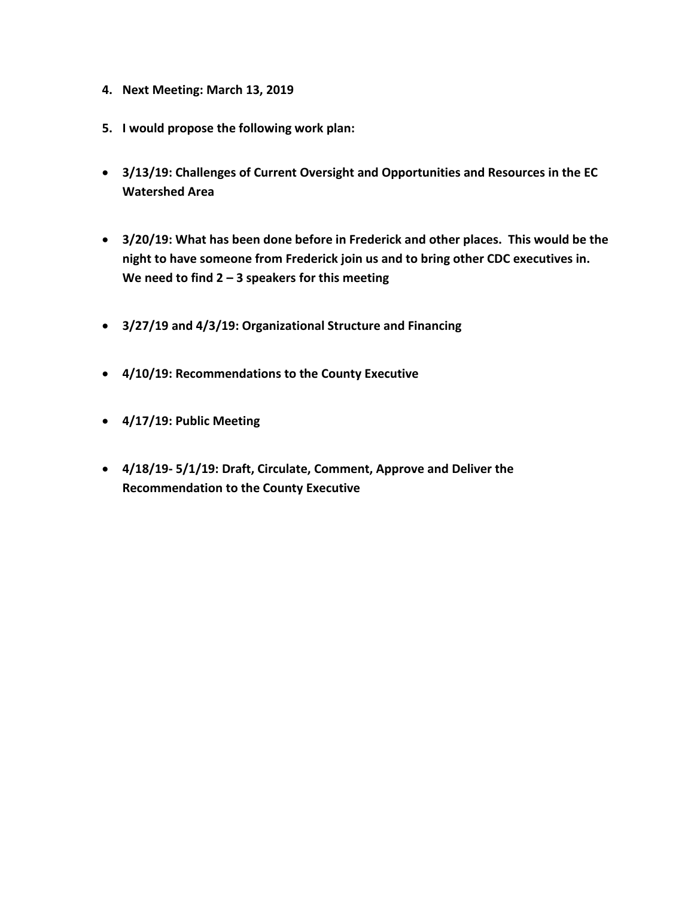4. **Next Meeting: March 13, 2019**

5. **I would propose the following work plan:**

- **3/13/19: Challenges of Current Oversight and Opportunities and Resources in the EC Watershed Area**

- **3/20/19: What has been done before in Frederick and other places. This would be the night to have someone from Frederick join us and to bring other CDC executives in. We need to find 2 – 3 speakers for this meeting**

- **3/27/19 and 4/3/19: Organizational Structure and Financing**

- **4/10/19: Recommendations to the County Executive**

- **4/17/19: Public Meeting**

- **4/18/19- 5/1/19: Draft, Circulate, Comment, Approve and Deliver the Recommendation to the County Executive**